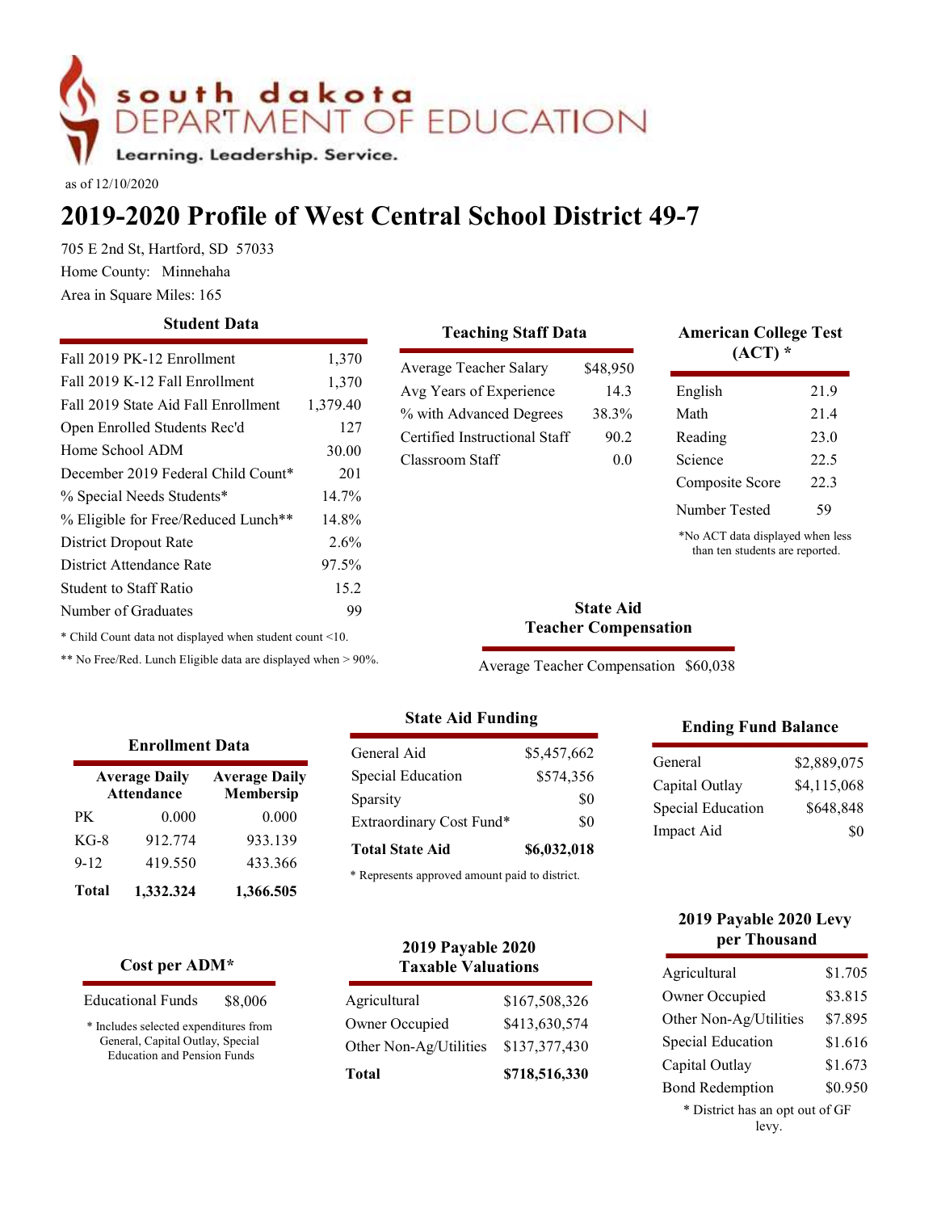south dakota DEPARTMENT OF EDUCATION

Learning. Leadership. Service.

as of 12/10/2020

# 2019-2020 Profile of West Central School District 49-7

705 E 2nd St, Hartford, SD 57033

Home County: Minnehaha

Area in Square Miles: 165

### Student Data

| | |
|---|---|
| Fall 2019 PK-12 Enrollment | 1,370 |
| Fall 2019 K-12 Fall Enrollment | 1,370 |
| Fall 2019 State Aid Fall Enrollment | 1,379.40 |
| Open Enrolled Students Rec'd | 127 |
| Home School ADM | 30.00 |
| December 2019 Federal Child Count* | 201 |
| % Special Needs Students* | 14.7% |
| % Eligible for Free/Reduced Lunch** | 14.8% |
| District Dropout Rate | 2.6% |
| District Attendance Rate | 97.5% |
| Student to Staff Ratio | 15.2 |
| Number of Graduates | 99 |

* Child Count data not displayed when student count <10.

** No Free/Red. Lunch Eligible data are displayed when > 90%.

### Teaching Staff Data

| | |
|---|---|
| Average Teacher Salary | $48,950 |
| Avg Years of Experience | 14.3 |
| % with Advanced Degrees | 38.3% |
| Certified Instructional Staff | 90.2 |
| Classroom Staff | 0.0 |

### American College Test (ACT) *

| | |
|---|---|
| English | 21.9 |
| Math | 21.4 |
| Reading | 23.0 |
| Science | 22.5 |
| Composite Score | 22.3 |
| Number Tested | 59 |

*No ACT data displayed when less than ten students are reported.

### State Aid Teacher Compensation

| | |
|---|---|
| Average Teacher Compensation | $60,038 |

### Enrollment Data

| | Average Daily Attendance | Average Daily Membership |
|---|---|---|
| PK | 0.000 | 0.000 |
| KG-8 | 912.774 | 933.139 |
| 9-12 | 419.550 | 433.366 |
| **Total** | **1,332.324** | **1,366.505** |

### State Aid Funding

| | |
|---|---|
| General Aid | $5,457,662 |
| Special Education | $574,356 |
| Sparsity | $0 |
| Extraordinary Cost Fund* | $0 |
| **Total State Aid** | **$6,032,018** |

* Represents approved amount paid to district.

### Ending Fund Balance

| | |
|---|---|
| General | $2,889,075 |
| Capital Outlay | $4,115,068 |
| Special Education | $648,848 |
| Impact Aid | $0 |

### Cost per ADM*

| | |
|---|---|
| Educational Funds | $8,006 |

* Includes selected expenditures from General, Capital Outlay, Special Education and Pension Funds

### 2019 Payable 2020 Taxable Valuations

| | |
|---|---|
| Agricultural | $167,508,326 |
| Owner Occupied | $413,630,574 |
| Other Non-Ag/Utilities | $137,377,430 |
| **Total** | **$718,516,330** |

### 2019 Payable 2020 Levy per Thousand

| | |
|---|---|
| Agricultural | $1.705 |
| Owner Occupied | $3.815 |
| Other Non-Ag/Utilities | $7.895 |
| Special Education | $1.616 |
| Capital Outlay | $1.673 |
| Bond Redemption | $0.950 |

* District has an opt out of GF levy.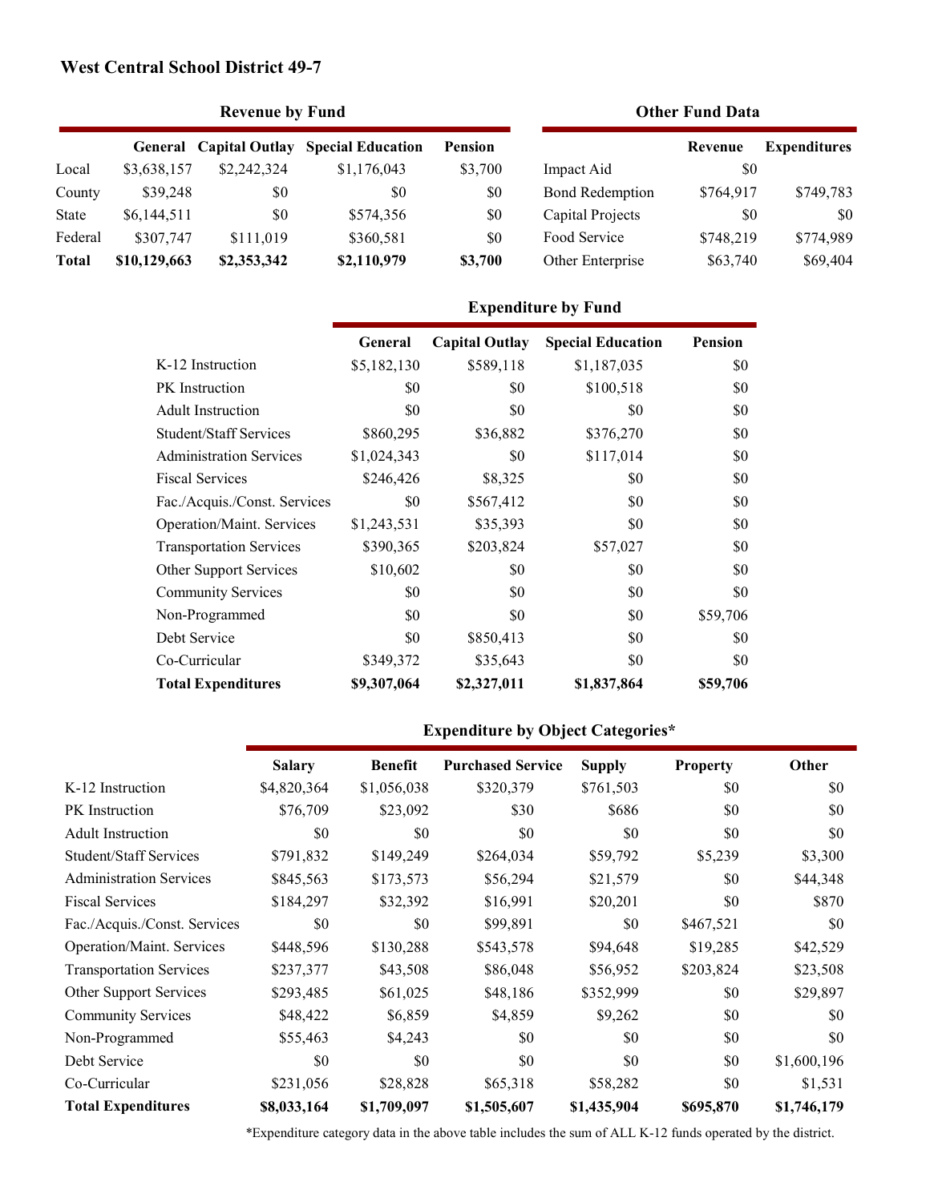# West Central School District 49-7

## Revenue by Fund

| | General | Capital Outlay | Special Education | Pension |
|---|---|---|---|---|
| Local | $3,638,157 | $2,242,324 | $1,176,043 | $3,700 |
| County | $39,248 | $0 | $0 | $0 |
| State | $6,144,511 | $0 | $574,356 | $0 |
| Federal | $307,747 | $111,019 | $360,581 | $0 |
| **Total** | **$10,129,663** | **$2,353,342** | **$2,110,979** | **$3,700** |

## Other Fund Data

| | Revenue | Expenditures |
|---|---|---|
| Impact Aid | $0 | |
| Bond Redemption | $764,917 | $749,783 |
| Capital Projects | $0 | $0 |
| Food Service | $748,219 | $774,989 |
| Other Enterprise | $63,740 | $69,404 |

## Expenditure by Fund

| | General | Capital Outlay | Special Education | Pension |
|---|---|---|---|---|
| K-12 Instruction | $5,182,130 | $589,118 | $1,187,035 | $0 |
| PK Instruction | $0 | $0 | $100,518 | $0 |
| Adult Instruction | $0 | $0 | $0 | $0 |
| Student/Staff Services | $860,295 | $36,882 | $376,270 | $0 |
| Administration Services | $1,024,343 | $0 | $117,014 | $0 |
| Fiscal Services | $246,426 | $8,325 | $0 | $0 |
| Fac./Acquis./Const. Services | $0 | $567,412 | $0 | $0 |
| Operation/Maint. Services | $1,243,531 | $35,393 | $0 | $0 |
| Transportation Services | $390,365 | $203,824 | $57,027 | $0 |
| Other Support Services | $10,602 | $0 | $0 | $0 |
| Community Services | $0 | $0 | $0 | $0 |
| Non-Programmed | $0 | $0 | $0 | $59,706 |
| Debt Service | $0 | $850,413 | $0 | $0 |
| Co-Curricular | $349,372 | $35,643 | $0 | $0 |
| **Total Expenditures** | **$9,307,064** | **$2,327,011** | **$1,837,864** | **$59,706** |

## Expenditure by Object Categories*

| | Salary | Benefit | Purchased Service | Supply | Property | Other |
|---|---|---|---|---|---|---|
| K-12 Instruction | $4,820,364 | $1,056,038 | $320,379 | $761,503 | $0 | $0 |
| PK Instruction | $76,709 | $23,092 | $30 | $686 | $0 | $0 |
| Adult Instruction | $0 | $0 | $0 | $0 | $0 | $0 |
| Student/Staff Services | $791,832 | $149,249 | $264,034 | $59,792 | $5,239 | $3,300 |
| Administration Services | $845,563 | $173,573 | $56,294 | $21,579 | $0 | $44,348 |
| Fiscal Services | $184,297 | $32,392 | $16,991 | $20,201 | $0 | $870 |
| Fac./Acquis./Const. Services | $0 | $0 | $99,891 | $0 | $467,521 | $0 |
| Operation/Maint. Services | $448,596 | $130,288 | $543,578 | $94,648 | $19,285 | $42,529 |
| Transportation Services | $237,377 | $43,508 | $86,048 | $56,952 | $203,824 | $23,508 |
| Other Support Services | $293,485 | $61,025 | $48,186 | $352,999 | $0 | $29,897 |
| Community Services | $48,422 | $6,859 | $4,859 | $9,262 | $0 | $0 |
| Non-Programmed | $55,463 | $4,243 | $0 | $0 | $0 | $0 |
| Debt Service | $0 | $0 | $0 | $0 | $0 | $1,600,196 |
| Co-Curricular | $231,056 | $28,828 | $65,318 | $58,282 | $0 | $1,531 |
| **Total Expenditures** | **$8,033,164** | **$1,709,097** | **$1,505,607** | **$1,435,904** | **$695,870** | **$1,746,179** |

*Expenditure category data in the above table includes the sum of ALL K-12 funds operated by the district.